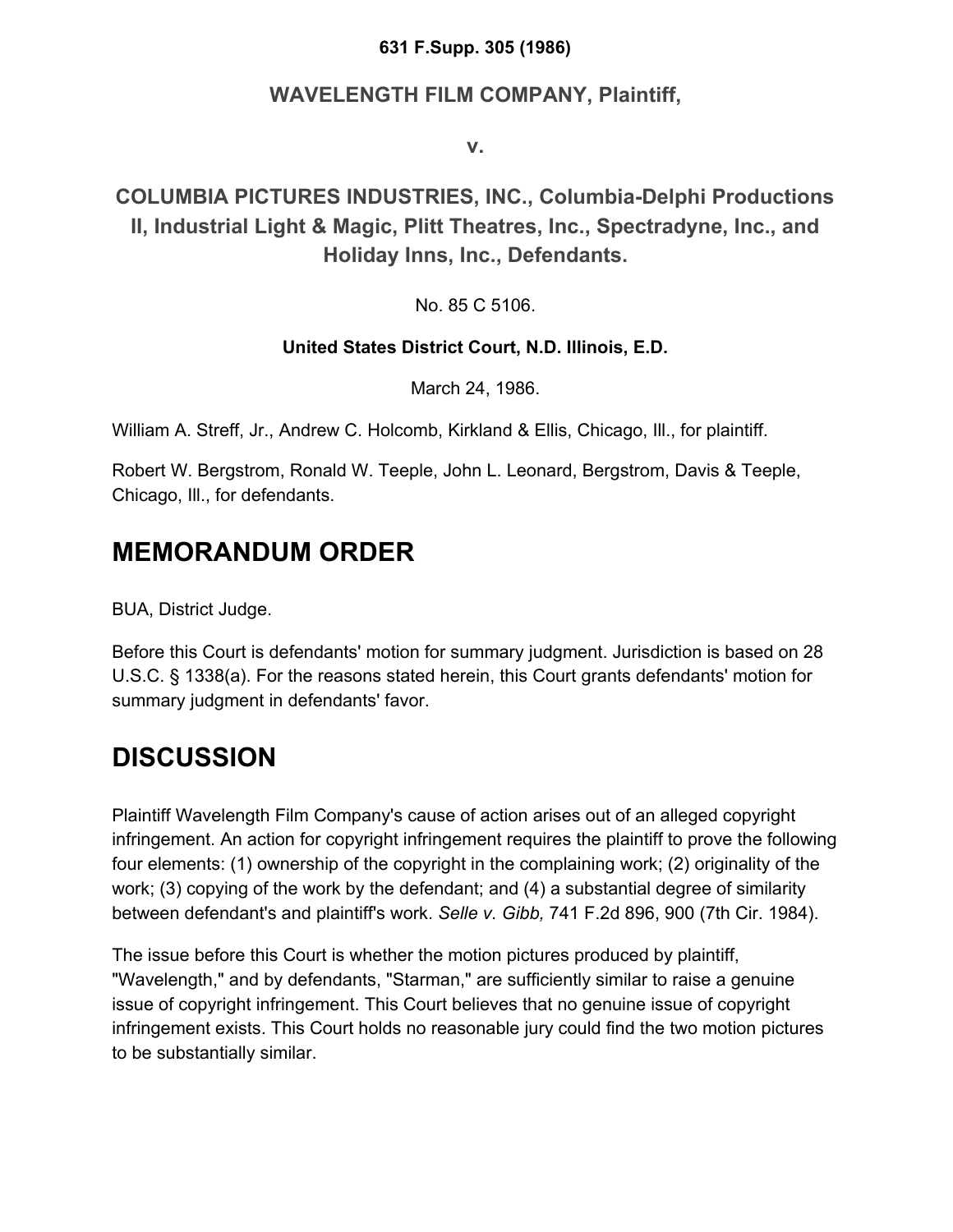**631 F.Supp. 305 (1986)**

**WAVELENGTH FILM COMPANY, Plaintiff,**

**v.**

## COLUMBIA PICTURES INDUSTRIES, INC., Columbia-Delphi Productions II, Industrial Light & Magic, Plitt Theatres, Inc., Spectradyne, Inc., and Holiday Inns, Inc., Defendants.

No. 85 C 5106.

**United States District Court, N.D. Illinois, E.D.**

March 24, 1986.

William A. Streff, Jr., Andrew C. Holcomb, Kirkland & Ellis, Chicago, Ill., for plaintiff.

Robert W. Bergstrom, Ronald W. Teeple, John L. Leonard, Bergstrom, Davis & Teeple, Chicago, Ill., for defendants.

# MEMORANDUM ORDER

BUA, District Judge.

Before this Court is defendants' motion for summary judgment. Jurisdiction is based on 28 U.S.C. § 1338(a). For the reasons stated herein, this Court grants defendants' motion for summary judgment in defendants' favor.

# DISCUSSION

Plaintiff Wavelength Film Company's cause of action arises out of an alleged copyright infringement. An action for copyright infringement requires the plaintiff to prove the following four elements: (1) ownership of the copyright in the complaining work; (2) originality of the work; (3) copying of the work by the defendant; and (4) a substantial degree of similarity between defendant's and plaintiff's work. *Selle v. Gibb,* 741 F.2d 896, 900 (7th Cir. 1984).

The issue before this Court is whether the motion pictures produced by plaintiff, "Wavelength," and by defendants, "Starman," are sufficiently similar to raise a genuine issue of copyright infringement. This Court believes that no genuine issue of copyright infringement exists. This Court holds no reasonable jury could find the two motion pictures to be substantially similar.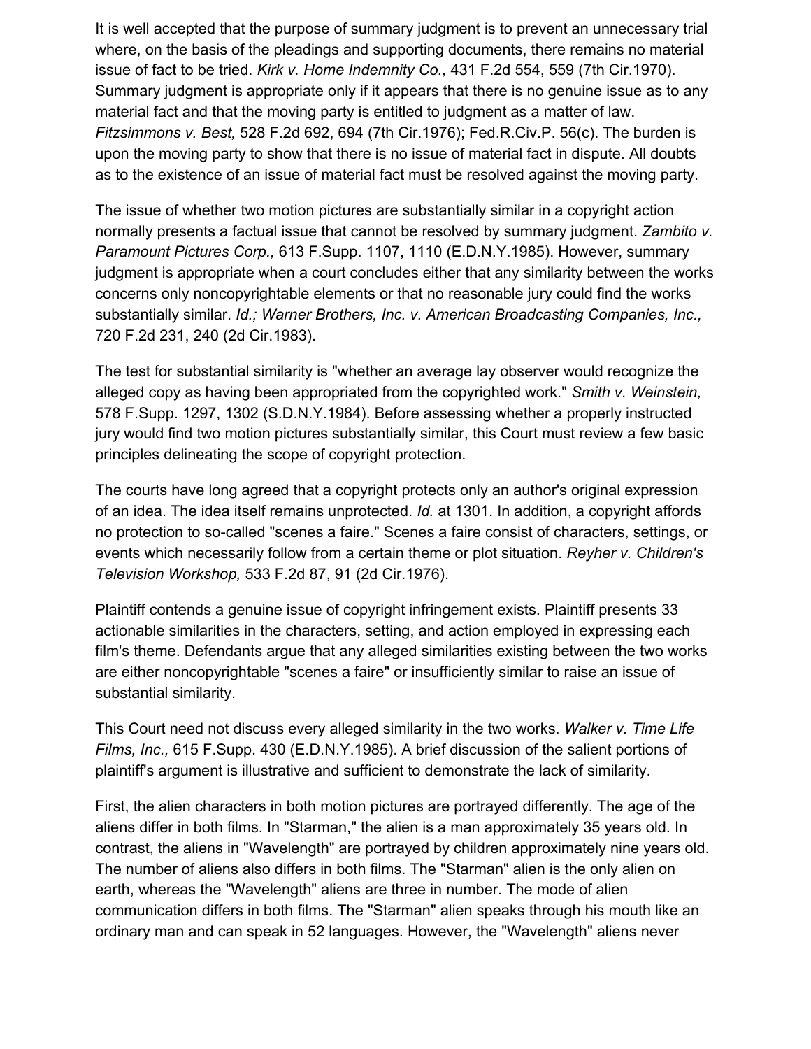It is well accepted that the purpose of summary judgment is to prevent an unnecessary trial where, on the basis of the pleadings and supporting documents, there remains no material issue of fact to be tried. *Kirk v. Home Indemnity Co.,* 431 F.2d 554, 559 (7th Cir.1970). Summary judgment is appropriate only if it appears that there is no genuine issue as to any material fact and that the moving party is entitled to judgment as a matter of law. *Fitzsimmons v. Best,* 528 F.2d 692, 694 (7th Cir.1976); Fed.R.Civ.P. 56(c). The burden is upon the moving party to show that there is no issue of material fact in dispute. All doubts as to the existence of an issue of material fact must be resolved against the moving party.

The issue of whether two motion pictures are substantially similar in a copyright action normally presents a factual issue that cannot be resolved by summary judgment. *Zambito v. Paramount Pictures Corp.,* 613 F.Supp. 1107, 1110 (E.D.N.Y.1985). However, summary judgment is appropriate when a court concludes either that any similarity between the works concerns only noncopyrightable elements or that no reasonable jury could find the works substantially similar. *Id.; Warner Brothers, Inc. v. American Broadcasting Companies, Inc.,* 720 F.2d 231, 240 (2d Cir.1983).

The test for substantial similarity is "whether an average lay observer would recognize the alleged copy as having been appropriated from the copyrighted work." *Smith v. Weinstein,* 578 F.Supp. 1297, 1302 (S.D.N.Y.1984). Before assessing whether a properly instructed jury would find two motion pictures substantially similar, this Court must review a few basic principles delineating the scope of copyright protection.

The courts have long agreed that a copyright protects only an author's original expression of an idea. The idea itself remains unprotected. *Id.* at 1301. In addition, a copyright affords no protection to so-called "scenes a faire." Scenes a faire consist of characters, settings, or events which necessarily follow from a certain theme or plot situation. *Reyher v. Children's Television Workshop,* 533 F.2d 87, 91 (2d Cir.1976).

Plaintiff contends a genuine issue of copyright infringement exists. Plaintiff presents 33 actionable similarities in the characters, setting, and action employed in expressing each film's theme. Defendants argue that any alleged similarities existing between the two works are either noncopyrightable "scenes a faire" or insufficiently similar to raise an issue of substantial similarity.

This Court need not discuss every alleged similarity in the two works. *Walker v. Time Life Films, Inc.,* 615 F.Supp. 430 (E.D.N.Y.1985). A brief discussion of the salient portions of plaintiff's argument is illustrative and sufficient to demonstrate the lack of similarity.

First, the alien characters in both motion pictures are portrayed differently. The age of the aliens differ in both films. In "Starman," the alien is a man approximately 35 years old. In contrast, the aliens in "Wavelength" are portrayed by children approximately nine years old. The number of aliens also differs in both films. The "Starman" alien is the only alien on earth, whereas the "Wavelength" aliens are three in number. The mode of alien communication differs in both films. The "Starman" alien speaks through his mouth like an ordinary man and can speak in 52 languages. However, the "Wavelength" aliens never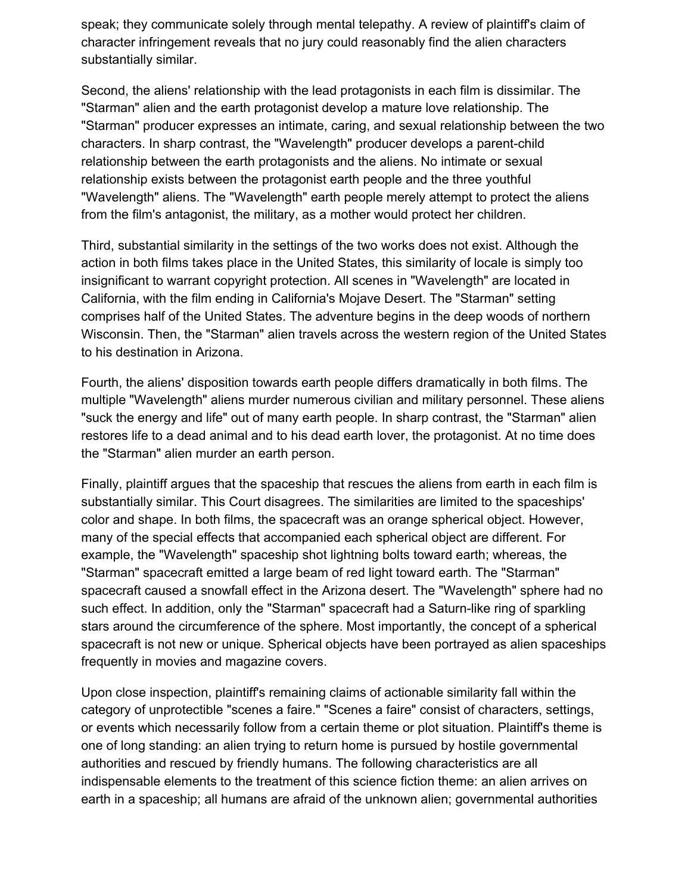speak; they communicate solely through mental telepathy. A review of plaintiff's claim of character infringement reveals that no jury could reasonably find the alien characters substantially similar.

Second, the aliens' relationship with the lead protagonists in each film is dissimilar. The "Starman" alien and the earth protagonist develop a mature love relationship. The "Starman" producer expresses an intimate, caring, and sexual relationship between the two characters. In sharp contrast, the "Wavelength" producer develops a parent-child relationship between the earth protagonists and the aliens. No intimate or sexual relationship exists between the protagonist earth people and the three youthful "Wavelength" aliens. The "Wavelength" earth people merely attempt to protect the aliens from the film's antagonist, the military, as a mother would protect her children.

Third, substantial similarity in the settings of the two works does not exist. Although the action in both films takes place in the United States, this similarity of locale is simply too insignificant to warrant copyright protection. All scenes in "Wavelength" are located in California, with the film ending in California's Mojave Desert. The "Starman" setting comprises half of the United States. The adventure begins in the deep woods of northern Wisconsin. Then, the "Starman" alien travels across the western region of the United States to his destination in Arizona.

Fourth, the aliens' disposition towards earth people differs dramatically in both films. The multiple "Wavelength" aliens murder numerous civilian and military personnel. These aliens "suck the energy and life" out of many earth people. In sharp contrast, the "Starman" alien restores life to a dead animal and to his dead earth lover, the protagonist. At no time does the "Starman" alien murder an earth person.

Finally, plaintiff argues that the spaceship that rescues the aliens from earth in each film is substantially similar. This Court disagrees. The similarities are limited to the spaceships' color and shape. In both films, the spacecraft was an orange spherical object. However, many of the special effects that accompanied each spherical object are different. For example, the "Wavelength" spaceship shot lightning bolts toward earth; whereas, the "Starman" spacecraft emitted a large beam of red light toward earth. The "Starman" spacecraft caused a snowfall effect in the Arizona desert. The "Wavelength" sphere had no such effect. In addition, only the "Starman" spacecraft had a Saturn-like ring of sparkling stars around the circumference of the sphere. Most importantly, the concept of a spherical spacecraft is not new or unique. Spherical objects have been portrayed as alien spaceships frequently in movies and magazine covers.

Upon close inspection, plaintiff's remaining claims of actionable similarity fall within the category of unprotectible "scenes a faire." "Scenes a faire" consist of characters, settings, or events which necessarily follow from a certain theme or plot situation. Plaintiff's theme is one of long standing: an alien trying to return home is pursued by hostile governmental authorities and rescued by friendly humans. The following characteristics are all indispensable elements to the treatment of this science fiction theme: an alien arrives on earth in a spaceship; all humans are afraid of the unknown alien; governmental authorities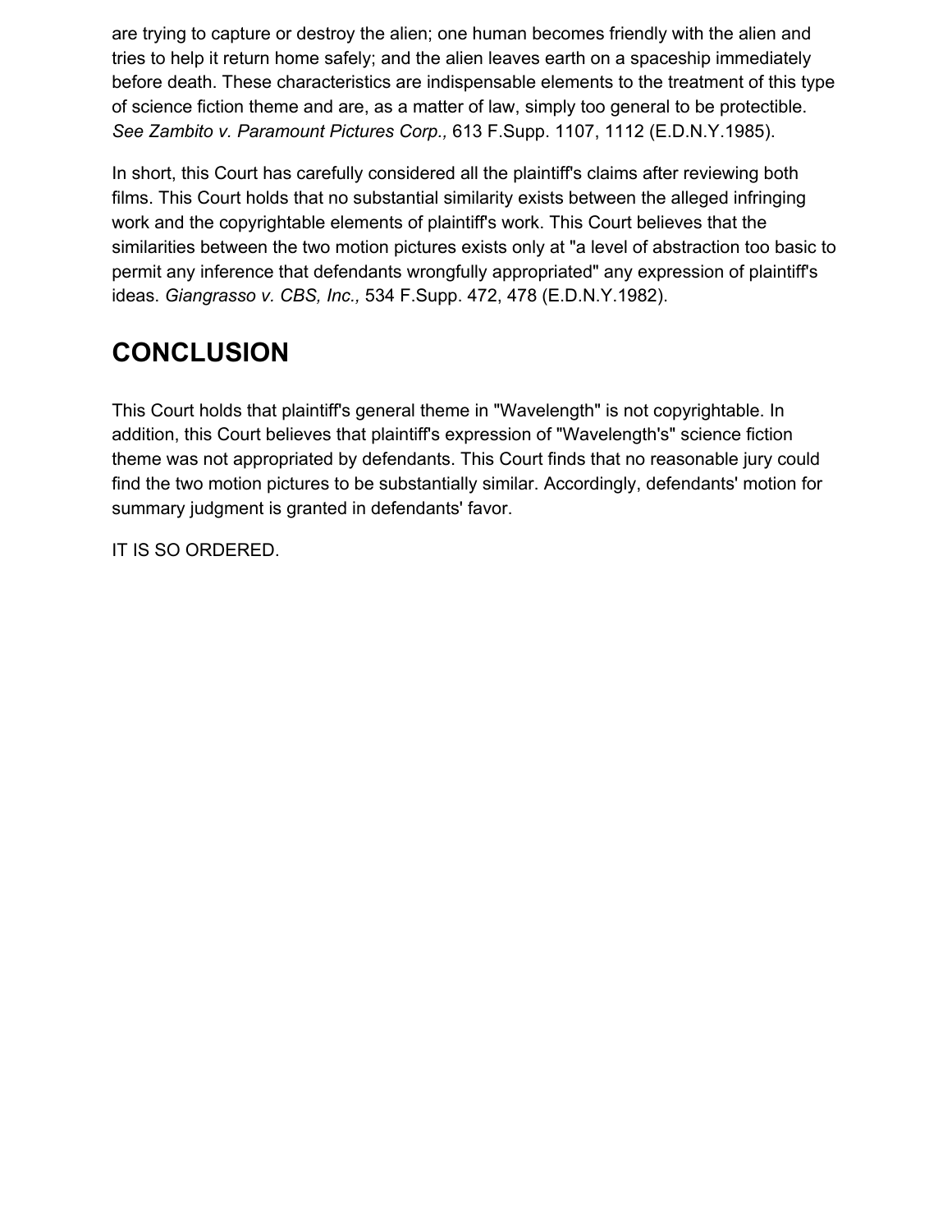are trying to capture or destroy the alien; one human becomes friendly with the alien and tries to help it return home safely; and the alien leaves earth on a spaceship immediately before death. These characteristics are indispensable elements to the treatment of this type of science fiction theme and are, as a matter of law, simply too general to be protectible. *See Zambito v. Paramount Pictures Corp.,* 613 F.Supp. 1107, 1112 (E.D.N.Y.1985).

In short, this Court has carefully considered all the plaintiff's claims after reviewing both films. This Court holds that no substantial similarity exists between the alleged infringing work and the copyrightable elements of plaintiff's work. This Court believes that the similarities between the two motion pictures exists only at "a level of abstraction too basic to permit any inference that defendants wrongfully appropriated" any expression of plaintiff's ideas. *Giangrasso v. CBS, Inc.,* 534 F.Supp. 472, 478 (E.D.N.Y.1982).

## CONCLUSION

This Court holds that plaintiff's general theme in "Wavelength" is not copyrightable. In addition, this Court believes that plaintiff's expression of "Wavelength's" science fiction theme was not appropriated by defendants. This Court finds that no reasonable jury could find the two motion pictures to be substantially similar. Accordingly, defendants' motion for summary judgment is granted in defendants' favor.

IT IS SO ORDERED.